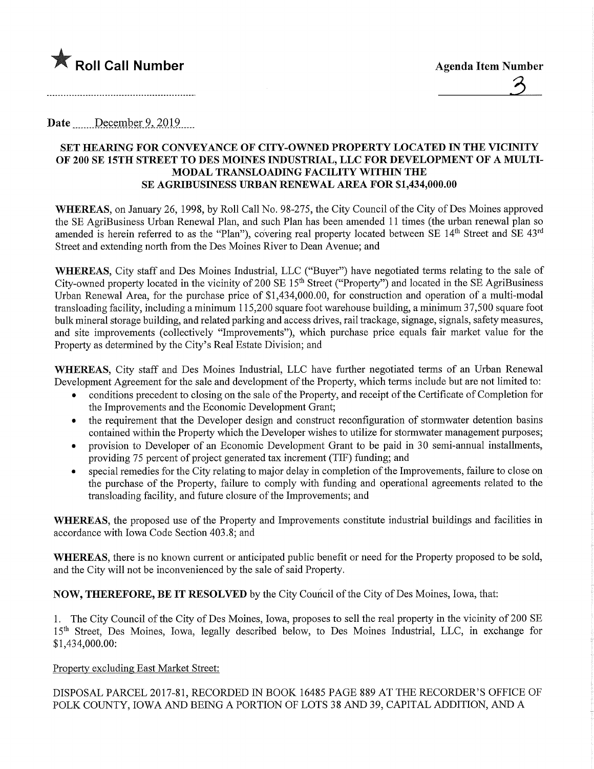★ **Roll Call Number**

**Agenda Item Number**

3

**Date** December 9, 2019

**SET HEARING FOR CONVEYANCE OF CITY-OWNED PROPERTY LOCATED IN THE VICINITY OF 200 SE 15TH STREET TO DES MOINES INDUSTRIAL, LLC FOR DEVELOPMENT OF A MULTI-MODAL TRANSLOADING FACILITY WITHIN THE SE AGRIBUSINESS URBAN RENEWAL AREA FOR $1,434,000.00**

**WHEREAS**, on January 26, 1998, by Roll Call No. 98-275, the City Council of the City of Des Moines approved the SE AgriBusiness Urban Renewal Plan, and such Plan has been amended 11 times (the urban renewal plan so amended is herein referred to as the "Plan"), covering real property located between SE 14th Street and SE 43rd Street and extending north from the Des Moines River to Dean Avenue; and

**WHEREAS**, City staff and Des Moines Industrial, LLC ("Buyer") have negotiated terms relating to the sale of City-owned property located in the vicinity of 200 SE 15th Street ("Property") and located in the SE AgriBusiness Urban Renewal Area, for the purchase price of $1,434,000.00, for construction and operation of a multi-modal transloading facility, including a minimum 115,200 square foot warehouse building, a minimum 37,500 square foot bulk mineral storage building, and related parking and access drives, rail trackage, signage, signals, safety measures, and site improvements (collectively "Improvements"), which purchase price equals fair market value for the Property as determined by the City's Real Estate Division; and

**WHEREAS**, City staff and Des Moines Industrial, LLC have further negotiated terms of an Urban Renewal Development Agreement for the sale and development of the Property, which terms include but are not limited to:

- conditions precedent to closing on the sale of the Property, and receipt of the Certificate of Completion for the Improvements and the Economic Development Grant;
- the requirement that the Developer design and construct reconfiguration of stormwater detention basins contained within the Property which the Developer wishes to utilize for stormwater management purposes;
- provision to Developer of an Economic Development Grant to be paid in 30 semi-annual installments, providing 75 percent of project generated tax increment (TIF) funding; and
- special remedies for the City relating to major delay in completion of the Improvements, failure to close on the purchase of the Property, failure to comply with funding and operational agreements related to the transloading facility, and future closure of the Improvements; and

**WHEREAS**, the proposed use of the Property and Improvements constitute industrial buildings and facilities in accordance with Iowa Code Section 403.8; and

**WHEREAS**, there is no known current or anticipated public benefit or need for the Property proposed to be sold, and the City will not be inconvenienced by the sale of said Property.

**NOW, THEREFORE, BE IT RESOLVED** by the City Council of the City of Des Moines, Iowa, that:

1. The City Council of the City of Des Moines, Iowa, proposes to sell the real property in the vicinity of 200 SE 15th Street, Des Moines, Iowa, legally described below, to Des Moines Industrial, LLC, in exchange for $1,434,000.00:

Property excluding East Market Street:

DISPOSAL PARCEL 2017-81, RECORDED IN BOOK 16485 PAGE 889 AT THE RECORDER'S OFFICE OF POLK COUNTY, IOWA AND BEING A PORTION OF LOTS 38 AND 39, CAPITAL ADDITION, AND A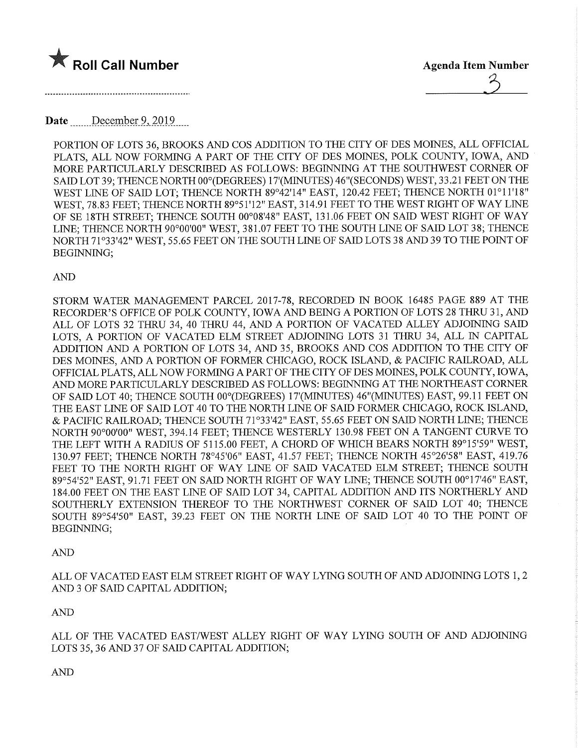★ **Roll Call Number**

**Agenda Item Number**

3

**Date** December 9, 2019

PORTION OF LOTS 36, BROOKS AND COS ADDITION TO THE CITY OF DES MOINES, ALL OFFICIAL PLATS, ALL NOW FORMING A PART OF THE CITY OF DES MOINES, POLK COUNTY, IOWA, AND MORE PARTICULARLY DESCRIBED AS FOLLOWS: BEGINNING AT THE SOUTHWEST CORNER OF SAID LOT 39; THENCE NORTH 00°(DEGREES) 17'(MINUTES) 46"(SECONDS) WEST, 33.21 FEET ON THE WEST LINE OF SAID LOT; THENCE NORTH 89°42'14" EAST, 120.42 FEET; THENCE NORTH 01°11'18" WEST, 78.83 FEET; THENCE NORTH 89°51'12" EAST, 314.91 FEET TO THE WEST RIGHT OF WAY LINE OF SE 18TH STREET; THENCE SOUTH 00°08'48" EAST, 131.06 FEET ON SAID WEST RIGHT OF WAY LINE; THENCE NORTH 90°00'00" WEST, 381.07 FEET TO THE SOUTH LINE OF SAID LOT 38; THENCE NORTH 71°33'42" WEST, 55.65 FEET ON THE SOUTH LINE OF SAID LOTS 38 AND 39 TO THE POINT OF BEGINNING;

AND

STORM WATER MANAGEMENT PARCEL 2017-78, RECORDED IN BOOK 16485 PAGE 889 AT THE RECORDER'S OFFICE OF POLK COUNTY, IOWA AND BEING A PORTION OF LOTS 28 THRU 31, AND ALL OF LOTS 32 THRU 34, 40 THRU 44, AND A PORTION OF VACATED ALLEY ADJOINING SAID LOTS, A PORTION OF VACATED ELM STREET ADJOINING LOTS 31 THRU 34, ALL IN CAPITAL ADDITION AND A PORTION OF LOTS 34, AND 35, BROOKS AND COS ADDITION TO THE CITY OF DES MOINES, AND A PORTION OF FORMER CHICAGO, ROCK ISLAND, & PACIFIC RAILROAD, ALL OFFICIAL PLATS, ALL NOW FORMING A PART OF THE CITY OF DES MOINES, POLK COUNTY, IOWA, AND MORE PARTICULARLY DESCRIBED AS FOLLOWS: BEGINNING AT THE NORTHEAST CORNER OF SAID LOT 40; THENCE SOUTH 00°(DEGREES) 17'(MINUTES) 46"(MINUTES) EAST, 99.11 FEET ON THE EAST LINE OF SAID LOT 40 TO THE NORTH LINE OF SAID FORMER CHICAGO, ROCK ISLAND, & PACIFIC RAILROAD; THENCE SOUTH 71°33'42" EAST, 55.65 FEET ON SAID NORTH LINE; THENCE NORTH 90°00'00" WEST, 394.14 FEET; THENCE WESTERLY 130.98 FEET ON A TANGENT CURVE TO THE LEFT WITH A RADIUS OF 5115.00 FEET, A CHORD OF WHICH BEARS NORTH 89°15'59" WEST, 130.97 FEET; THENCE NORTH 78°45'06" EAST, 41.57 FEET; THENCE NORTH 45°26'58" EAST, 419.76 FEET TO THE NORTH RIGHT OF WAY LINE OF SAID VACATED ELM STREET; THENCE SOUTH 89°54'52" EAST, 91.71 FEET ON SAID NORTH RIGHT OF WAY LINE; THENCE SOUTH 00°17'46" EAST, 184.00 FEET ON THE EAST LINE OF SAID LOT 34, CAPITAL ADDITION AND ITS NORTHERLY AND SOUTHERLY EXTENSION THEREOF TO THE NORTHWEST CORNER OF SAID LOT 40; THENCE SOUTH 89°54'50" EAST, 39.23 FEET ON THE NORTH LINE OF SAID LOT 40 TO THE POINT OF BEGINNING;

AND

ALL OF VACATED EAST ELM STREET RIGHT OF WAY LYING SOUTH OF AND ADJOINING LOTS 1, 2 AND 3 OF SAID CAPITAL ADDITION;

AND

ALL OF THE VACATED EAST/WEST ALLEY RIGHT OF WAY LYING SOUTH OF AND ADJOINING LOTS 35, 36 AND 37 OF SAID CAPITAL ADDITION;

AND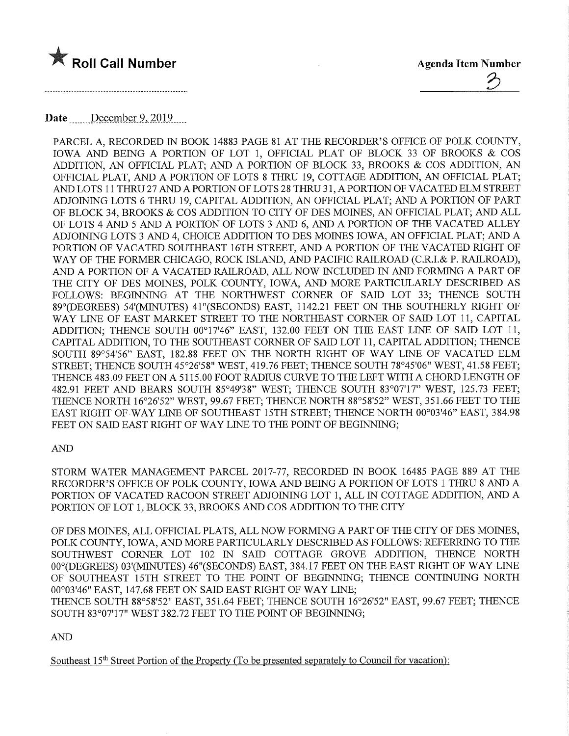★ **Roll Call Number**

**Agenda Item Number**

3

**Date** December 9, 2019

PARCEL A, RECORDED IN BOOK 14883 PAGE 81 AT THE RECORDER'S OFFICE OF POLK COUNTY, IOWA AND BEING A PORTION OF LOT 1, OFFICIAL PLAT OF BLOCK 33 OF BROOKS & COS ADDITION, AN OFFICIAL PLAT; AND A PORTION OF BLOCK 33, BROOKS & COS ADDITION, AN OFFICIAL PLAT, AND A PORTION OF LOTS 8 THRU 19, COTTAGE ADDITION, AN OFFICIAL PLAT; AND LOTS 11 THRU 27 AND A PORTION OF LOTS 28 THRU 31, A PORTION OF VACATED ELM STREET ADJOINING LOTS 6 THRU 19, CAPITAL ADDITION, AN OFFICIAL PLAT; AND A PORTION OF PART OF BLOCK 34, BROOKS & COS ADDITION TO CITY OF DES MOINES, AN OFFICIAL PLAT; AND ALL OF LOTS 4 AND 5 AND A PORTION OF LOTS 3 AND 6, AND A PORTION OF THE VACATED ALLEY ADJOINING LOTS 3 AND 4, CHOICE ADDITION TO DES MOINES IOWA, AN OFFICIAL PLAT; AND A PORTION OF VACATED SOUTHEAST 16TH STREET, AND A PORTION OF THE VACATED RIGHT OF WAY OF THE FORMER CHICAGO, ROCK ISLAND, AND PACIFIC RAILROAD (C.R.I.& P. RAILROAD), AND A PORTION OF A VACATED RAILROAD, ALL NOW INCLUDED IN AND FORMING A PART OF THE CITY OF DES MOINES, POLK COUNTY, IOWA, AND MORE PARTICULARLY DESCRIBED AS FOLLOWS: BEGINNING AT THE NORTHWEST CORNER OF SAID LOT 33; THENCE SOUTH 89°(DEGREES) 54'(MINUTES) 41"(SECONDS) EAST, 1142.21 FEET ON THE SOUTHERLY RIGHT OF WAY LINE OF EAST MARKET STREET TO THE NORTHEAST CORNER OF SAID LOT 11, CAPITAL ADDITION; THENCE SOUTH 00°17'46" EAST, 132.00 FEET ON THE EAST LINE OF SAID LOT 11, CAPITAL ADDITION, TO THE SOUTHEAST CORNER OF SAID LOT 11, CAPITAL ADDITION; THENCE SOUTH 89°54'56" EAST, 182.88 FEET ON THE NORTH RIGHT OF WAY LINE OF VACATED ELM STREET; THENCE SOUTH 45°26'58" WEST, 419.76 FEET; THENCE SOUTH 78°45'06" WEST, 41.58 FEET; THENCE 483.09 FEET ON A 5115.00 FOOT RADIUS CURVE TO THE LEFT WITH A CHORD LENGTH OF 482.91 FEET AND BEARS SOUTH 85°49'38" WEST; THENCE SOUTH 83°07'17" WEST, 125.73 FEET; THENCE NORTH 16°26'52" WEST, 99.67 FEET; THENCE NORTH 88°58'52" WEST, 351.66 FEET TO THE EAST RIGHT OF WAY LINE OF SOUTHEAST 15TH STREET; THENCE NORTH 00°03'46" EAST, 384.98 FEET ON SAID EAST RIGHT OF WAY LINE TO THE POINT OF BEGINNING;

AND

STORM WATER MANAGEMENT PARCEL 2017-77, RECORDED IN BOOK 16485 PAGE 889 AT THE RECORDER'S OFFICE OF POLK COUNTY, IOWA AND BEING A PORTION OF LOTS 1 THRU 8 AND A PORTION OF VACATED RACOON STREET ADJOINING LOT 1, ALL IN COTTAGE ADDITION, AND A PORTION OF LOT 1, BLOCK 33, BROOKS AND COS ADDITION TO THE CITY

OF DES MOINES, ALL OFFICIAL PLATS, ALL NOW FORMING A PART OF THE CITY OF DES MOINES, POLK COUNTY, IOWA, AND MORE PARTICULARLY DESCRIBED AS FOLLOWS: REFERRING TO THE SOUTHWEST CORNER LOT 102 IN SAID COTTAGE GROVE ADDITION, THENCE NORTH 00°(DEGREES) 03'(MINUTES) 46"(SECONDS) EAST, 384.17 FEET ON THE EAST RIGHT OF WAY LINE OF SOUTHEAST 15TH STREET TO THE POINT OF BEGINNING; THENCE CONTINUING NORTH 00°03'46" EAST, 147.68 FEET ON SAID EAST RIGHT OF WAY LINE;
THENCE SOUTH 88°58'52" EAST, 351.64 FEET; THENCE SOUTH 16°26'52" EAST, 99.67 FEET; THENCE SOUTH 83°07'17" WEST 382.72 FEET TO THE POINT OF BEGINNING;

AND

<u>Southeast 15th Street Portion of the Property (To be presented separately to Council for vacation):</u>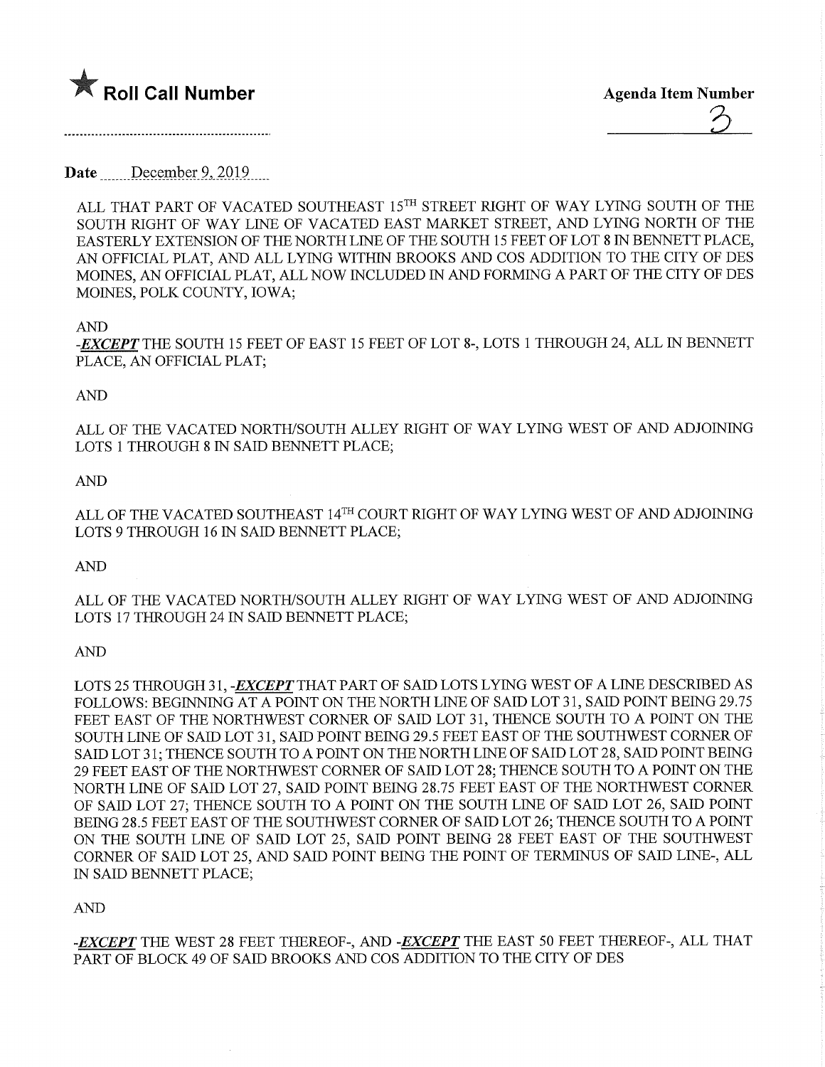★ **Roll Call Number**

**Agenda Item Number**

3

**Date** December 9, 2019

ALL THAT PART OF VACATED SOUTHEAST 15TH STREET RIGHT OF WAY LYING SOUTH OF THE SOUTH RIGHT OF WAY LINE OF VACATED EAST MARKET STREET, AND LYING NORTH OF THE EASTERLY EXTENSION OF THE NORTH LINE OF THE SOUTH 15 FEET OF LOT 8 IN BENNETT PLACE, AN OFFICIAL PLAT, AND ALL LYING WITHIN BROOKS AND COS ADDITION TO THE CITY OF DES MOINES, AN OFFICIAL PLAT, ALL NOW INCLUDED IN AND FORMING A PART OF THE CITY OF DES MOINES, POLK COUNTY, IOWA;

AND

-***EXCEPT*** THE SOUTH 15 FEET OF EAST 15 FEET OF LOT 8-, LOTS 1 THROUGH 24, ALL IN BENNETT PLACE, AN OFFICIAL PLAT;

AND

ALL OF THE VACATED NORTH/SOUTH ALLEY RIGHT OF WAY LYING WEST OF AND ADJOINING LOTS 1 THROUGH 8 IN SAID BENNETT PLACE;

AND

ALL OF THE VACATED SOUTHEAST 14TH COURT RIGHT OF WAY LYING WEST OF AND ADJOINING LOTS 9 THROUGH 16 IN SAID BENNETT PLACE;

AND

ALL OF THE VACATED NORTH/SOUTH ALLEY RIGHT OF WAY LYING WEST OF AND ADJOINING LOTS 17 THROUGH 24 IN SAID BENNETT PLACE;

AND

LOTS 25 THROUGH 31, -***EXCEPT*** THAT PART OF SAID LOTS LYING WEST OF A LINE DESCRIBED AS FOLLOWS: BEGINNING AT A POINT ON THE NORTH LINE OF SAID LOT 31, SAID POINT BEING 29.75 FEET EAST OF THE NORTHWEST CORNER OF SAID LOT 31, THENCE SOUTH TO A POINT ON THE SOUTH LINE OF SAID LOT 31, SAID POINT BEING 29.5 FEET EAST OF THE SOUTHWEST CORNER OF SAID LOT 31; THENCE SOUTH TO A POINT ON THE NORTH LINE OF SAID LOT 28, SAID POINT BEING 29 FEET EAST OF THE NORTHWEST CORNER OF SAID LOT 28; THENCE SOUTH TO A POINT ON THE NORTH LINE OF SAID LOT 27, SAID POINT BEING 28.75 FEET EAST OF THE NORTHWEST CORNER OF SAID LOT 27; THENCE SOUTH TO A POINT ON THE SOUTH LINE OF SAID LOT 26, SAID POINT BEING 28.5 FEET EAST OF THE SOUTHWEST CORNER OF SAID LOT 26; THENCE SOUTH TO A POINT ON THE SOUTH LINE OF SAID LOT 25, SAID POINT BEING 28 FEET EAST OF THE SOUTHWEST CORNER OF SAID LOT 25, AND SAID POINT BEING THE POINT OF TERMINUS OF SAID LINE-, ALL IN SAID BENNETT PLACE;

AND

-***EXCEPT*** THE WEST 28 FEET THEREOF-, AND -***EXCEPT*** THE EAST 50 FEET THEREOF-, ALL THAT PART OF BLOCK 49 OF SAID BROOKS AND COS ADDITION TO THE CITY OF DES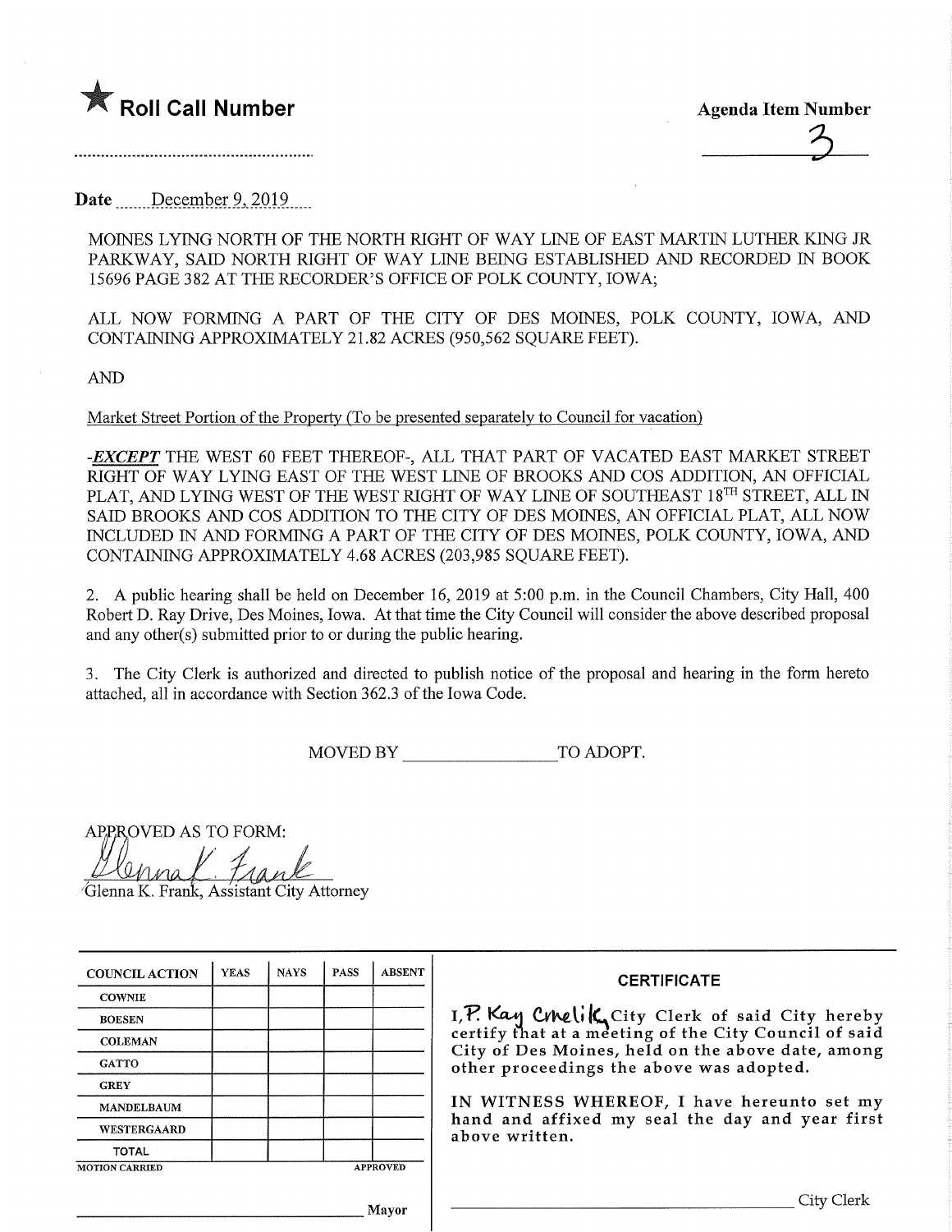**★ Roll Call Number**

**Agenda Item Number**

3

Date December 9, 2019

MOINES LYING NORTH OF THE NORTH RIGHT OF WAY LINE OF EAST MARTIN LUTHER KING JR PARKWAY, SAID NORTH RIGHT OF WAY LINE BEING ESTABLISHED AND RECORDED IN BOOK 15696 PAGE 382 AT THE RECORDER'S OFFICE OF POLK COUNTY, IOWA;

ALL NOW FORMING A PART OF THE CITY OF DES MOINES, POLK COUNTY, IOWA, AND CONTAINING APPROXIMATELY 21.82 ACRES (950,562 SQUARE FEET).

AND

Market Street Portion of the Property (To be presented separately to Council for vacation)

-***EXCEPT*** THE WEST 60 FEET THEREOF-, ALL THAT PART OF VACATED EAST MARKET STREET RIGHT OF WAY LYING EAST OF THE WEST LINE OF BROOKS AND COS ADDITION, AN OFFICIAL PLAT, AND LYING WEST OF THE WEST RIGHT OF WAY LINE OF SOUTHEAST 18TH STREET, ALL IN SAID BROOKS AND COS ADDITION TO THE CITY OF DES MOINES, AN OFFICIAL PLAT, ALL NOW INCLUDED IN AND FORMING A PART OF THE CITY OF DES MOINES, POLK COUNTY, IOWA, AND CONTAINING APPROXIMATELY 4.68 ACRES (203,985 SQUARE FEET).

2. A public hearing shall be held on December 16, 2019 at 5:00 p.m. in the Council Chambers, City Hall, 400 Robert D. Ray Drive, Des Moines, Iowa. At that time the City Council will consider the above described proposal and any other(s) submitted prior to or during the public hearing.

3. The City Clerk is authorized and directed to publish notice of the proposal and hearing in the form hereto attached, all in accordance with Section 362.3 of the Iowa Code.

MOVED BY \_\_\_\_\_\_\_\_\_\_\_\_\_\_\_\_ TO ADOPT.

APPROVED AS TO FORM:

Glenna K. Frank

Glenna K. Frank, Assistant City Attorney

| COUNCIL ACTION | YEAS | NAYS | PASS | ABSENT |
|---|---|---|---|---|
| COWNIE | | | | |
| BOESEN | | | | |
| COLEMAN | | | | |
| GATTO | | | | |
| GREY | | | | |
| MANDELBAUM | | | | |
| WESTERGAARD | | | | |
| TOTAL | | | | |

MOTION CARRIED APPROVED

\_\_\_\_\_\_\_\_\_\_\_\_\_\_\_\_\_\_\_\_ Mayor

**CERTIFICATE**

I, P. Kay Cmelik, City Clerk of said City hereby certify that at a meeting of the City Council of said City of Des Moines, held on the above date, among other proceedings the above was adopted.

IN WITNESS WHEREOF, I have hereunto set my hand and affixed my seal the day and year first above written.

\_\_\_\_\_\_\_\_\_\_\_\_\_\_\_\_\_\_\_\_ City Clerk